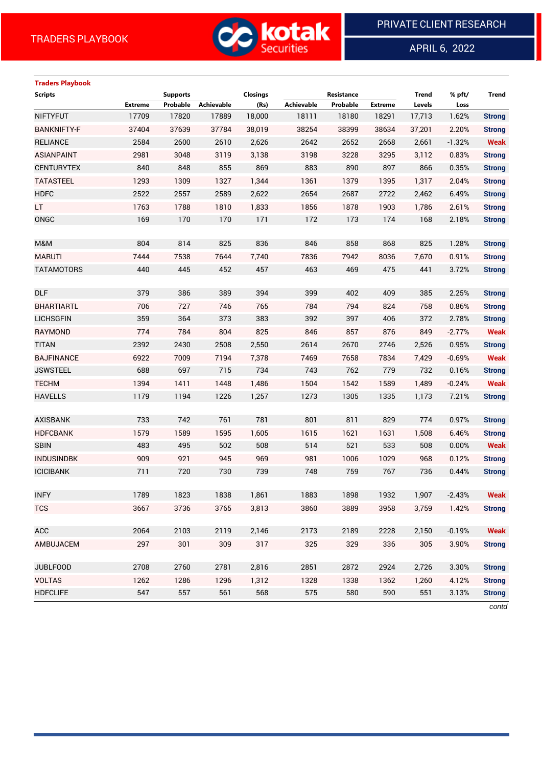## Traders Playbook

| Scripts | Supports | | | Closings | Resistance | | | Trend | % pft/ | Trend |
|---|---|---|---|---|---|---|---|---|---|---|
| | Extreme | Probable | Achievable | (Rs) | Achievable | Probable | Extreme | Levels | Loss | |
| NIFTYFUT | 17709 | 17820 | 17889 | 18,000 | 18111 | 18180 | 18291 | 17,713 | 1.62% | Strong |
| BANKNIFTY-F | 37404 | 37639 | 37784 | 38,019 | 38254 | 38399 | 38634 | 37,201 | 2.20% | Strong |
| RELIANCE | 2584 | 2600 | 2610 | 2,626 | 2642 | 2652 | 2668 | 2,661 | -1.32% | Weak |
| ASIANPAINT | 2981 | 3048 | 3119 | 3,138 | 3198 | 3228 | 3295 | 3,112 | 0.83% | Strong |
| CENTURYTEX | 840 | 848 | 855 | 869 | 883 | 890 | 897 | 866 | 0.35% | Strong |
| TATASTEEL | 1293 | 1309 | 1327 | 1,344 | 1361 | 1379 | 1395 | 1,317 | 2.04% | Strong |
| HDFC | 2522 | 2557 | 2589 | 2,622 | 2654 | 2687 | 2722 | 2,462 | 6.49% | Strong |
| LT | 1763 | 1788 | 1810 | 1,833 | 1856 | 1878 | 1903 | 1,786 | 2.61% | Strong |
| ONGC | 169 | 170 | 170 | 171 | 172 | 173 | 174 | 168 | 2.18% | Strong |
| | | | | | | | | | | |
| M&M | 804 | 814 | 825 | 836 | 846 | 858 | 868 | 825 | 1.28% | Strong |
| MARUTI | 7444 | 7538 | 7644 | 7,740 | 7836 | 7942 | 8036 | 7,670 | 0.91% | Strong |
| TATAMOTORS | 440 | 445 | 452 | 457 | 463 | 469 | 475 | 441 | 3.72% | Strong |
| | | | | | | | | | | |
| DLF | 379 | 386 | 389 | 394 | 399 | 402 | 409 | 385 | 2.25% | Strong |
| BHARTIARTL | 706 | 727 | 746 | 765 | 784 | 794 | 824 | 758 | 0.86% | Strong |
| LICHSGFIN | 359 | 364 | 373 | 383 | 392 | 397 | 406 | 372 | 2.78% | Strong |
| RAYMOND | 774 | 784 | 804 | 825 | 846 | 857 | 876 | 849 | -2.77% | Weak |
| TITAN | 2392 | 2430 | 2508 | 2,550 | 2614 | 2670 | 2746 | 2,526 | 0.95% | Strong |
| BAJFINANCE | 6922 | 7009 | 7194 | 7,378 | 7469 | 7658 | 7834 | 7,429 | -0.69% | Weak |
| JSWSTEEL | 688 | 697 | 715 | 734 | 743 | 762 | 779 | 732 | 0.16% | Strong |
| TECHM | 1394 | 1411 | 1448 | 1,486 | 1504 | 1542 | 1589 | 1,489 | -0.24% | Weak |
| HAVELLS | 1179 | 1194 | 1226 | 1,257 | 1273 | 1305 | 1335 | 1,173 | 7.21% | Strong |
| | | | | | | | | | | |
| AXISBANK | 733 | 742 | 761 | 781 | 801 | 811 | 829 | 774 | 0.97% | Strong |
| HDFCBANK | 1579 | 1589 | 1595 | 1,605 | 1615 | 1621 | 1631 | 1,508 | 6.46% | Strong |
| SBIN | 483 | 495 | 502 | 508 | 514 | 521 | 533 | 508 | 0.00% | Weak |
| INDUSINDBK | 909 | 921 | 945 | 969 | 981 | 1006 | 1029 | 968 | 0.12% | Strong |
| ICICIBANK | 711 | 720 | 730 | 739 | 748 | 759 | 767 | 736 | 0.44% | Strong |
| | | | | | | | | | | |
| INFY | 1789 | 1823 | 1838 | 1,861 | 1883 | 1898 | 1932 | 1,907 | -2.43% | Weak |
| TCS | 3667 | 3736 | 3765 | 3,813 | 3860 | 3889 | 3958 | 3,759 | 1.42% | Strong |
| | | | | | | | | | | |
| ACC | 2064 | 2103 | 2119 | 2,146 | 2173 | 2189 | 2228 | 2,150 | -0.19% | Weak |
| AMBUJACEM | 297 | 301 | 309 | 317 | 325 | 329 | 336 | 305 | 3.90% | Strong |
| | | | | | | | | | | |
| JUBLFOOD | 2708 | 2760 | 2781 | 2,816 | 2851 | 2872 | 2924 | 2,726 | 3.30% | Strong |
| VOLTAS | 1262 | 1286 | 1296 | 1,312 | 1328 | 1338 | 1362 | 1,260 | 4.12% | Strong |
| HDFCLIFE | 547 | 557 | 561 | 568 | 575 | 580 | 590 | 551 | 3.13% | Strong |

*contd*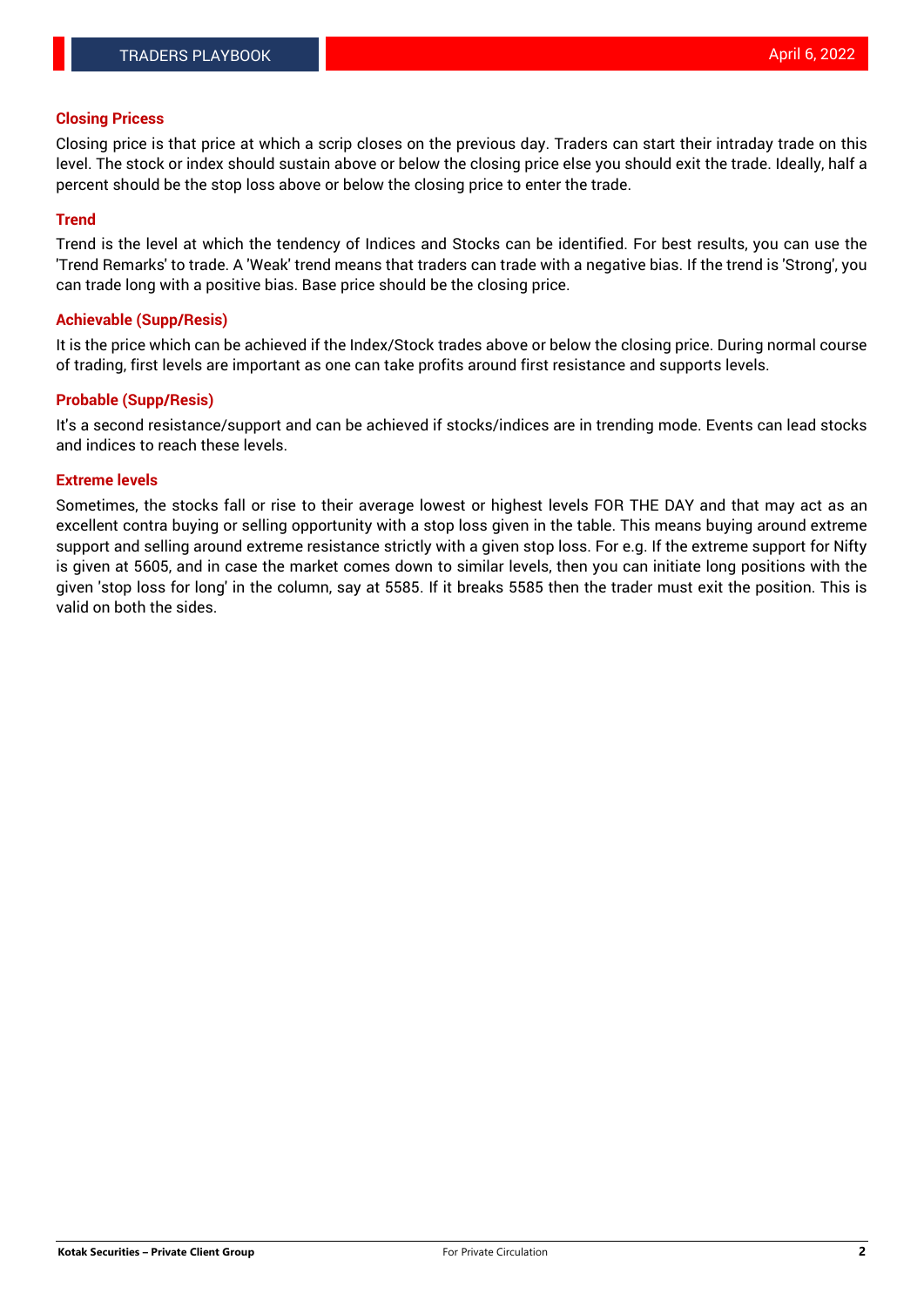## Closing Pricess

Closing price is that price at which a scrip closes on the previous day. Traders can start their intraday trade on this level. The stock or index should sustain above or below the closing price else you should exit the trade. Ideally, half a percent should be the stop loss above or below the closing price to enter the trade.

## Trend

Trend is the level at which the tendency of Indices and Stocks can be identified. For best results, you can use the 'Trend Remarks' to trade. A 'Weak' trend means that traders can trade with a negative bias. If the trend is 'Strong', you can trade long with a positive bias. Base price should be the closing price.

## Achievable (Supp/Resis)

It is the price which can be achieved if the Index/Stock trades above or below the closing price. During normal course of trading, first levels are important as one can take profits around first resistance and supports levels.

## Probable (Supp/Resis)

It's a second resistance/support and can be achieved if stocks/indices are in trending mode. Events can lead stocks and indices to reach these levels.

## Extreme levels

Sometimes, the stocks fall or rise to their average lowest or highest levels FOR THE DAY and that may act as an excellent contra buying or selling opportunity with a stop loss given in the table. This means buying around extreme support and selling around extreme resistance strictly with a given stop loss. For e.g. If the extreme support for Nifty is given at 5605, and in case the market comes down to similar levels, then you can initiate long positions with the given 'stop loss for long' in the column, say at 5585. If it breaks 5585 then the trader must exit the position. This is valid on both the sides.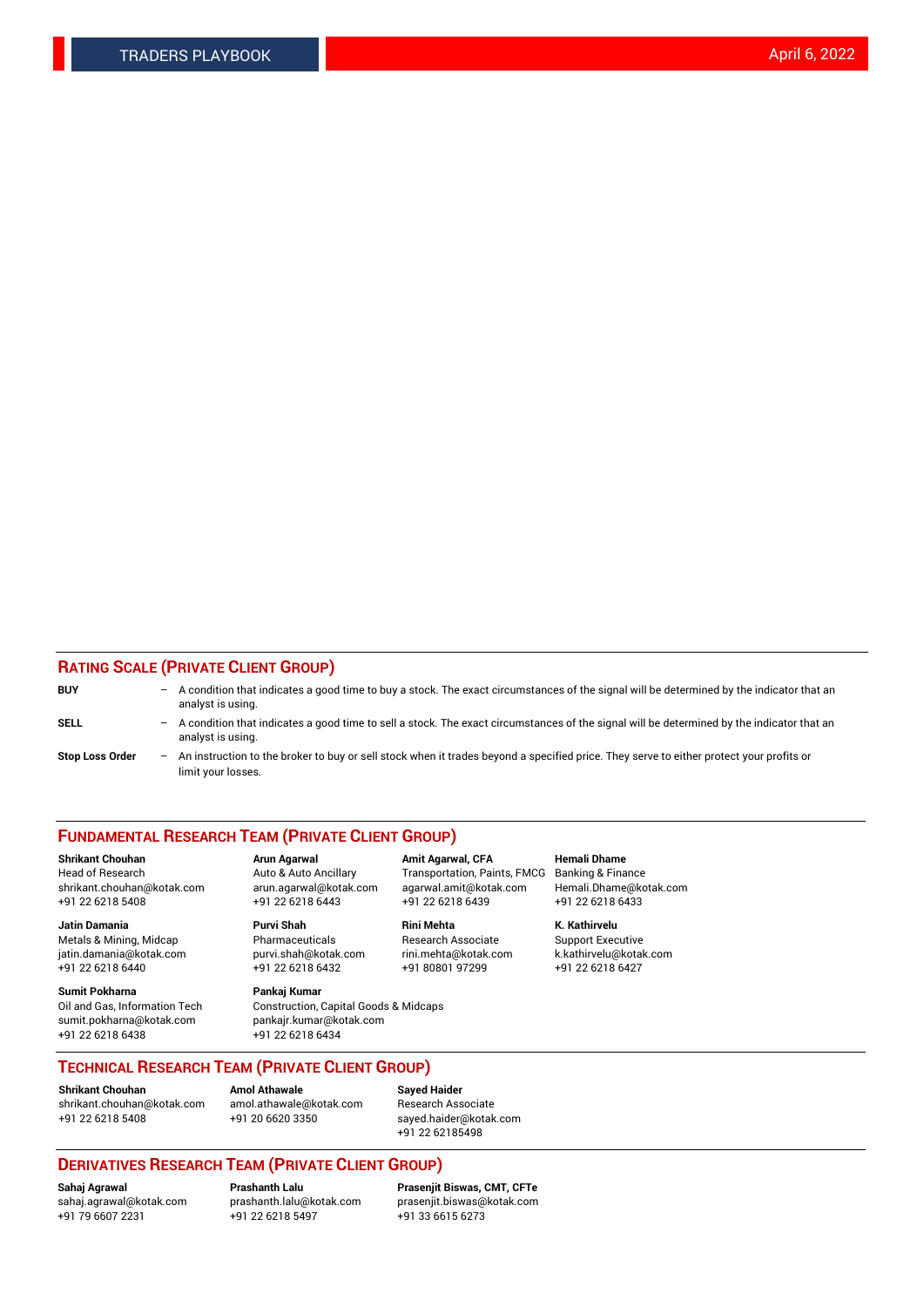## RATING SCALE (PRIVATE CLIENT GROUP)

**BUY** – A condition that indicates a good time to buy a stock. The exact circumstances of the signal will be determined by the indicator that an analyst is using.

**SELL** – A condition that indicates a good time to sell a stock. The exact circumstances of the signal will be determined by the indicator that an analyst is using.

**Stop Loss Order** – An instruction to the broker to buy or sell stock when it trades beyond a specified price. They serve to either protect your profits or limit your losses.

## FUNDAMENTAL RESEARCH TEAM (PRIVATE CLIENT GROUP)

**Shrikant Chouhan**
Head of Research
shrikant.chouhan@kotak.com
+91 22 6218 5408

**Arun Agarwal**
Auto & Auto Ancillary
arun.agarwal@kotak.com
+91 22 6218 6443

**Amit Agarwal, CFA**
Transportation, Paints, FMCG
agarwal.amit@kotak.com
+91 22 6218 6439

**Hemali Dhame**
Banking & Finance
Hemali.Dhame@kotak.com
+91 22 6218 6433

**Jatin Damania**
Metals & Mining, Midcap
jatin.damania@kotak.com
+91 22 6218 6440

**Purvi Shah**
Pharmaceuticals
purvi.shah@kotak.com
+91 22 6218 6432

**Rini Mehta**
Research Associate
rini.mehta@kotak.com
+91 80801 97299

**K. Kathirvelu**
Support Executive
k.kathirvelu@kotak.com
+91 22 6218 6427

**Sumit Pokharna**
Oil and Gas, Information Tech
sumit.pokharna@kotak.com
+91 22 6218 6438

**Pankaj Kumar**
Construction, Capital Goods & Midcaps
pankajr.kumar@kotak.com
+91 22 6218 6434

## TECHNICAL RESEARCH TEAM (PRIVATE CLIENT GROUP)

**Shrikant Chouhan**
shrikant.chouhan@kotak.com
+91 22 6218 5408

**Amol Athawale**
amol.athawale@kotak.com
+91 20 6620 3350

**Sayed Haider**
Research Associate
sayed.haider@kotak.com
+91 22 62185498

## DERIVATIVES RESEARCH TEAM (PRIVATE CLIENT GROUP)

**Sahaj Agrawal**
sahaj.agrawal@kotak.com
+91 79 6607 2231

**Prashanth Lalu**
prashanth.lalu@kotak.com
+91 22 6218 5497

**Prasenjit Biswas, CMT, CFTe**
prasenjit.biswas@kotak.com
+91 33 6615 6273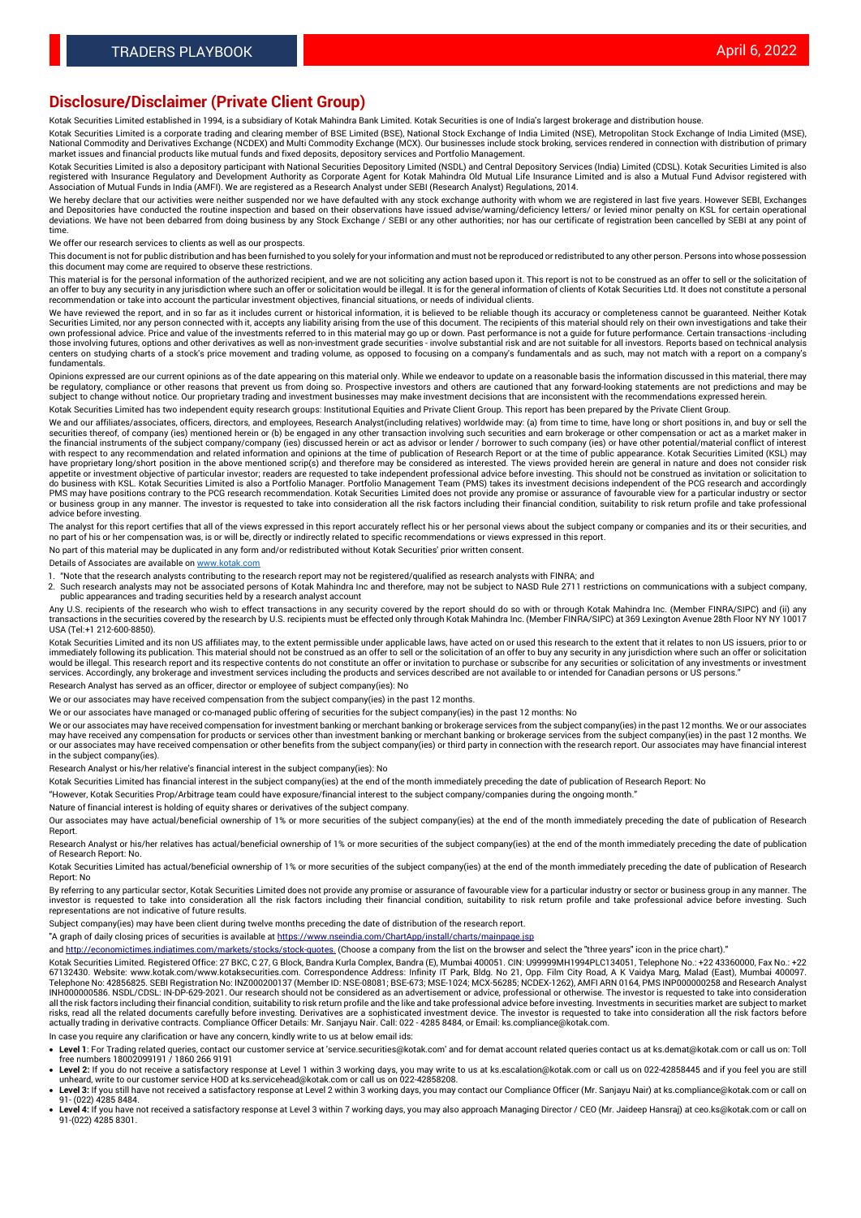# Disclosure/Disclaimer (Private Client Group)

Kotak Securities Limited established in 1994, is a subsidiary of Kotak Mahindra Bank Limited. Kotak Securities is one of India's largest brokerage and distribution house.

Kotak Securities Limited is a corporate trading and clearing member of BSE Limited (BSE), National Stock Exchange of India Limited (NSE), Metropolitan Stock Exchange of India Limited (MSE), National Commodity and Derivatives Exchange (NCDEX) and Multi Commodity Exchange (MCX). Our businesses include stock broking, services rendered in connection with distribution of primary market issues and financial products like mutual funds and fixed deposits, depository services and Portfolio Management.

Kotak Securities Limited is also a depository participant with National Securities Depository Limited (NSDL) and Central Depository Services (India) Limited (CDSL). Kotak Securities Limited is also registered with Insurance Regulatory and Development Authority as Corporate Agent for Kotak Mahindra Old Mutual Life Insurance Limited and is also a Mutual Fund Advisor registered with Association of Mutual Funds in India (AMFI). We are registered as a Research Analyst under SEBI (Research Analyst) Regulations, 2014.

We hereby declare that our activities were neither suspended nor we have defaulted with any stock exchange authority with whom we are registered in last five years. However SEBI, Exchanges and Depositories have conducted the routine inspection and based on their observations have issued advise/warning/deficiency letters/ or levied minor penalty on KSL for certain operational deviations. We have not been debarred from doing business by any Stock Exchange / SEBI or any other authorities; nor has our certificate of registration been cancelled by SEBI at any point of time.

We offer our research services to clients as well as our prospects.

This document is not for public distribution and has been furnished to you solely for your information and must not be reproduced or redistributed to any other person. Persons into whose possession this document may come are required to observe these restrictions.

This material is for the personal information of the authorized recipient, and we are not soliciting any action based upon it. This report is not to be construed as an offer to sell or the solicitation of an offer to buy any security in any jurisdiction where such an offer or solicitation would be illegal. It is for the general information of clients of Kotak Securities Ltd. It does not constitute a personal recommendation or take into account the particular investment objectives, financial situations, or needs of individual clients.

We have reviewed the report, and in so far as it includes current or historical information, it is believed to be reliable though its accuracy or completeness cannot be guaranteed. Neither Kotak Securities Limited, nor any person connected with it, accepts any liability arising from the use of this document. The recipients of this material should rely on their own investigations and take their own professional advice. Price and value of the investments referred to in this material may go up or down. Past performance is not a guide for future performance. Certain transactions -including those involving futures, options and other derivatives as well as non-investment grade securities - involve substantial risk and are not suitable for all investors. Reports based on technical analysis centers on studying charts of a stock's price movement and trading volume, as opposed to focusing on a company's fundamentals and as such, may not match with a report on a company's fundamentals.

Opinions expressed are our current opinions as of the date appearing on this material only. While we endeavor to update on a reasonable basis the information discussed in this material, there may be regulatory, compliance or other reasons that prevent us from doing so. Prospective investors and others are cautioned that any forward-looking statements are not predictions and may be subject to change without notice. Our proprietary trading and investment businesses may make investment decisions that are inconsistent with the recommendations expressed herein.

Kotak Securities Limited has two independent equity research groups: Institutional Equities and Private Client Group. This report has been prepared by the Private Client Group.

We and our affiliates/associates, officers, directors, and employees, Research Analyst(including relatives) worldwide may: (a) from time to time, have long or short positions in, and buy or sell the securities thereof, of company (ies) mentioned herein or (b) be engaged in any other transaction involving such securities and earn brokerage or other compensation or act as a market maker in the financial instruments of the subject company/company (ies) discussed herein or act as advisor or lender / borrower to such company (ies) or have other potential/material conflict of interest with respect to any recommendation and related information and opinions at the time of publication of Research Report or at the time of public appearance. Kotak Securities Limited (KSL) may have proprietary long/short position in the above mentioned scrip(s) and therefore may be considered as interested. The views provided herein are general in nature and does not consider risk appetite or investment objective of particular investor; readers are requested to take independent professional advice before investing. This should not be construed as invitation or solicitation to do business with KSL. Kotak Securities Limited is also a Portfolio Manager. Portfolio Management Team (PMS) takes its investment decisions independent of the PCG research and accordingly PMS may have positions contrary to the PCG research recommendation. Kotak Securities Limited does not provide any promise or assurance of favourable view for a particular industry or sector or business group in any manner. The investor is requested to take into consideration all the risk factors including their financial condition, suitability to risk return profile and take professional advice before investing.

The analyst for this report certifies that all of the views expressed in this report accurately reflect his or her personal views about the subject company or companies and its or their securities, and no part of his or her compensation was, is or will be, directly or indirectly related to specific recommendations or views expressed in this report.

No part of this material may be duplicated in any form and/or redistributed without Kotak Securities' prior written consent.

Details of Associates are available on www.kotak.com

1. "Note that the research analysts contributing to the research report may not be registered/qualified as research analysts with FINRA; and
2. Such research analysts may not be associated persons of Kotak Mahindra Inc and therefore, may not be subject to NASD Rule 2711 restrictions on communications with a subject company, public appearances and trading securities held by a research analyst account

Any U.S. recipients of the research who wish to effect transactions in any security covered by the report should do so with or through Kotak Mahindra Inc. (Member FINRA/SIPC) and (ii) any transactions in the securities covered by the research by U.S. recipients must be effected only through Kotak Mahindra Inc. (Member FINRA/SIPC) at 369 Lexington Avenue 28th Floor NY NY 10017 USA (Tel:+1 212-600-8850).

Kotak Securities Limited and its non US affiliates may, to the extent permissible under applicable laws, have acted on or used this research to the extent that it relates to non US issuers, prior to or immediately following its publication. This material should not be construed as an offer to sell or the solicitation of an offer to buy any security in any jurisdiction where such an offer or solicitation would be illegal. This research report and its respective contents do not constitute an offer or invitation to purchase or subscribe for any securities or solicitation of any investments or investment services. Accordingly, any brokerage and investment services including the products and services described are not available to or intended for Canadian persons or US persons."

Research Analyst has served as an officer, director or employee of subject company(ies): No

We or our associates may have received compensation from the subject company(ies) in the past 12 months.

We or our associates have managed or co-managed public offering of securities for the subject company(ies) in the past 12 months: No

We or our associates may have received compensation for investment banking or merchant banking or brokerage services from the subject company(ies) in the past 12 months. We or our associates may have received any compensation for products or services other than investment banking or merchant banking or brokerage services from the subject company(ies) in the past 12 months. We or our associates may have received compensation or other benefits from the subject company(ies) or third party in connection with the research report. Our associates may have financial interest in the subject company(ies).

Research Analyst or his/her relative's financial interest in the subject company(ies): No

Kotak Securities Limited has financial interest in the subject company(ies) at the end of the month immediately preceding the date of publication of Research Report: No

"However, Kotak Securities Prop/Arbitrage team could have exposure/financial interest to the subject company/companies during the ongoing month."

Nature of financial interest is holding of equity shares or derivatives of the subject company.

Our associates may have actual/beneficial ownership of 1% or more securities of the subject company(ies) at the end of the month immediately preceding the date of publication of Research Report.

Research Analyst or his/her relatives has actual/beneficial ownership of 1% or more securities of the subject company(ies) at the end of the month immediately preceding the date of publication of Research Report: No.

Kotak Securities Limited has actual/beneficial ownership of 1% or more securities of the subject company(ies) at the end of the month immediately preceding the date of publication of Research Report: No

By referring to any particular sector, Kotak Securities Limited does not provide any promise or assurance of favourable view for a particular industry or sector or business group in any manner. The investor is requested to take into consideration all the risk factors including their financial condition, suitability to risk return profile and take professional advice before investing. Such representations are not indicative of future results.

Subject company(ies) may have been client during twelve months preceding the date of distribution of the research report.

"A graph of daily closing prices of securities is available at https://www.nseindia.com/ChartApp/install/charts/mainpage.jsp

and http://economictimes.indiatimes.com/markets/stocks/stock-quotes. (Choose a company from the list on the browser and select the "three years" icon in the price chart)."

Kotak Securities Limited. Registered Office: 27 BKC, C 27, G Block, Bandra Kurla Complex, Bandra (E), Mumbai 400051. CIN: U99999MH1994PLC134051, Telephone No.: +22 43360000, Fax No.: +22 67132430. Website: www.kotak.com/www.kotaksecurities.com. Correspondence Address: Infinity IT Park, Bldg. No 21, Opp. Film City Road, A K Vaidya Marg, Malad (East), Mumbai 400097. Telephone No: 42856825. SEBI Registration No: INZ000200137 (Member ID: NSE-08081; BSE-673; MSE-1024; MCX-56285; NCDEX-1262), AMFI ARN 0164, PMS INP000000258 and Research Analyst INH000000586. NSDL/CDSL: IN-DP-629-2021. Our research should not be considered as an advertisement or advice, professional or otherwise. The investor is requested to take into consideration all the risk factors including their financial condition, suitability to risk return profile and the like and take professional advice before investing. Investments in securities market are subject to market risks, read all the related documents carefully before investing. Derivatives are a sophisticated investment device. The investor is requested to take into consideration all the risk factors before actually trading in derivative contracts. Compliance Officer Details: Mr. Sanjayu Nair. Call: 022 - 4285 8484, or Email: ks.compliance@kotak.com.

In case you require any clarification or have any concern, kindly write to us at below email ids:

- **Level 1**: For Trading related queries, contact our customer service at 'service.securities@kotak.com' and for demat account related queries contact us at ks.demat@kotak.com or call us on: Toll free numbers 18002099191 / 1860 266 9191
- **Level 2:** If you do not receive a satisfactory response at Level 1 within 3 working days, you may write to us at ks.escalation@kotak.com or call us on 022-42858445 and if you feel you are still unheard, write to our customer service HOD at ks.servicehead@kotak.com or call us on 022-42858208.
- **Level 3:** If you still have not received a satisfactory response at Level 2 within 3 working days, you may contact our Compliance Officer (Mr. Sanjayu Nair) at ks.compliance@kotak.com or call on 91- (022) 4285 8484.
- **Level 4:** If you have not received a satisfactory response at Level 3 within 7 working days, you may also approach Managing Director / CEO (Mr. Jaideep Hansraj) at ceo.ks@kotak.com or call on 91-(022) 4285 8301.